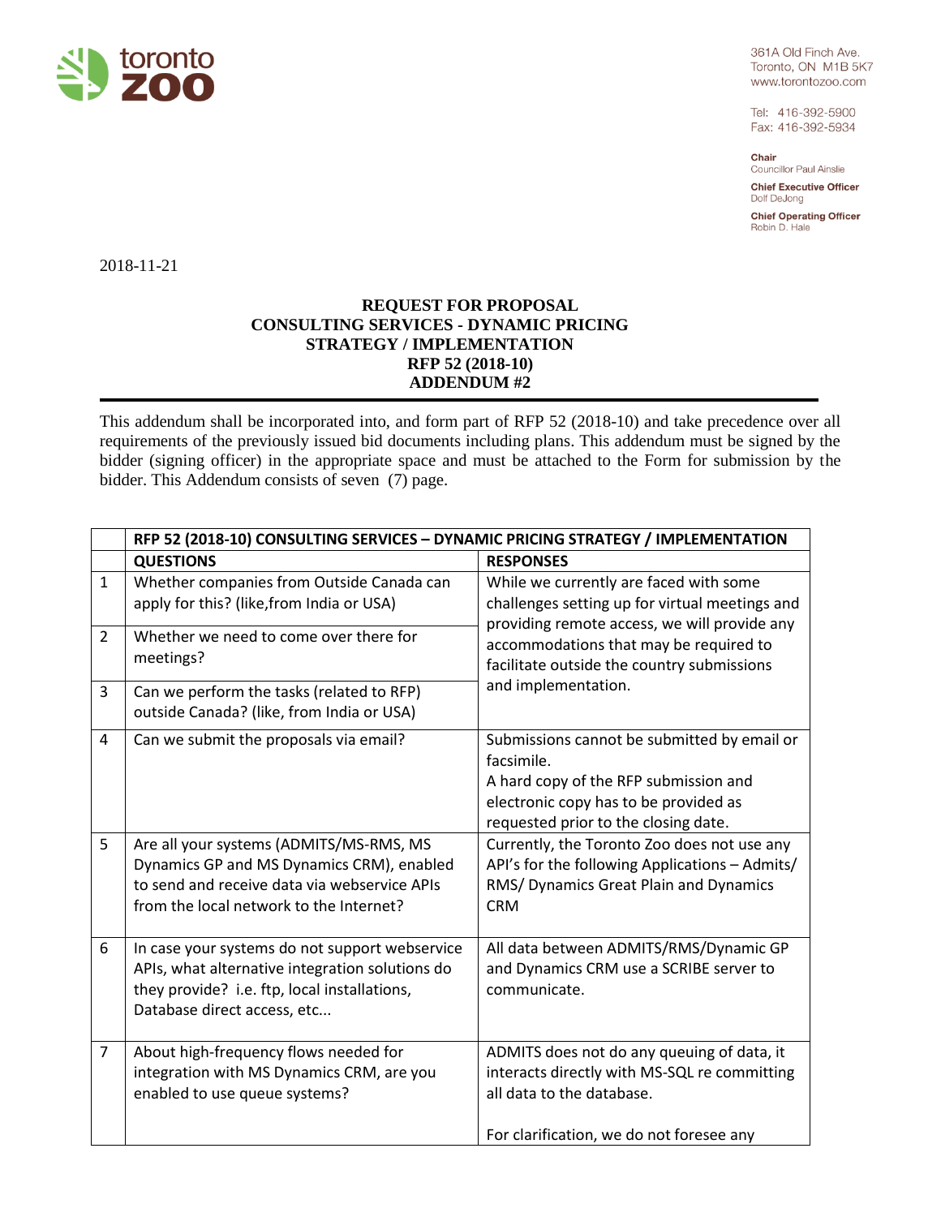toronto zoo

361A Old Finch Ave.
Toronto, ON M1B 5K7
www.torontozoo.com

Tel: 416-392-5900
Fax: 416-392-5934

**Chair**
Councillor Paul Ainslie

**Chief Executive Officer**
Dolf DeJong

**Chief Operating Officer**
Robin D. Hale

2018-11-21

**REQUEST FOR PROPOSAL**
**CONSULTING SERVICES - DYNAMIC PRICING STRATEGY / IMPLEMENTATION**
**RFP 52 (2018-10)**
**ADDENDUM #2**

---

This addendum shall be incorporated into, and form part of RFP 52 (2018-10) and take precedence over all requirements of the previously issued bid documents including plans. This addendum must be signed by the bidder (signing officer) in the appropriate space and must be attached to the Form for submission by the bidder. This Addendum consists of seven (7) page.

| | **RFP 52 (2018-10) CONSULTING SERVICES – DYNAMIC PRICING STRATEGY / IMPLEMENTATION** | |
|---|---|---|
| | **QUESTIONS** | **RESPONSES** |
| 1 | Whether companies from Outside Canada can apply for this? (like,from India or USA) | While we currently are faced with some challenges setting up for virtual meetings and providing remote access, we will provide any accommodations that may be required to facilitate outside the country submissions and implementation. |
| 2 | Whether we need to come over there for meetings? | |
| 3 | Can we perform the tasks (related to RFP) outside Canada? (like, from India or USA) | |
| 4 | Can we submit the proposals via email? | Submissions cannot be submitted by email or facsimile. A hard copy of the RFP submission and electronic copy has to be provided as requested prior to the closing date. |
| 5 | Are all your systems (ADMITS/MS-RMS, MS Dynamics GP and MS Dynamics CRM), enabled to send and receive data via webservice APIs from the local network to the Internet? | Currently, the Toronto Zoo does not use any API's for the following Applications – Admits/ RMS/ Dynamics Great Plain and Dynamics CRM |
| 6 | In case your systems do not support webservice APIs, what alternative integration solutions do they provide? i.e. ftp, local installations, Database direct access, etc... | All data between ADMITS/RMS/Dynamic GP and Dynamics CRM use a SCRIBE server to communicate. |
| 7 | About high-frequency flows needed for integration with MS Dynamics CRM, are you enabled to use queue systems? | ADMITS does not do any queuing of data, it interacts directly with MS-SQL re committing all data to the database.<br><br>For clarification, we do not foresee any |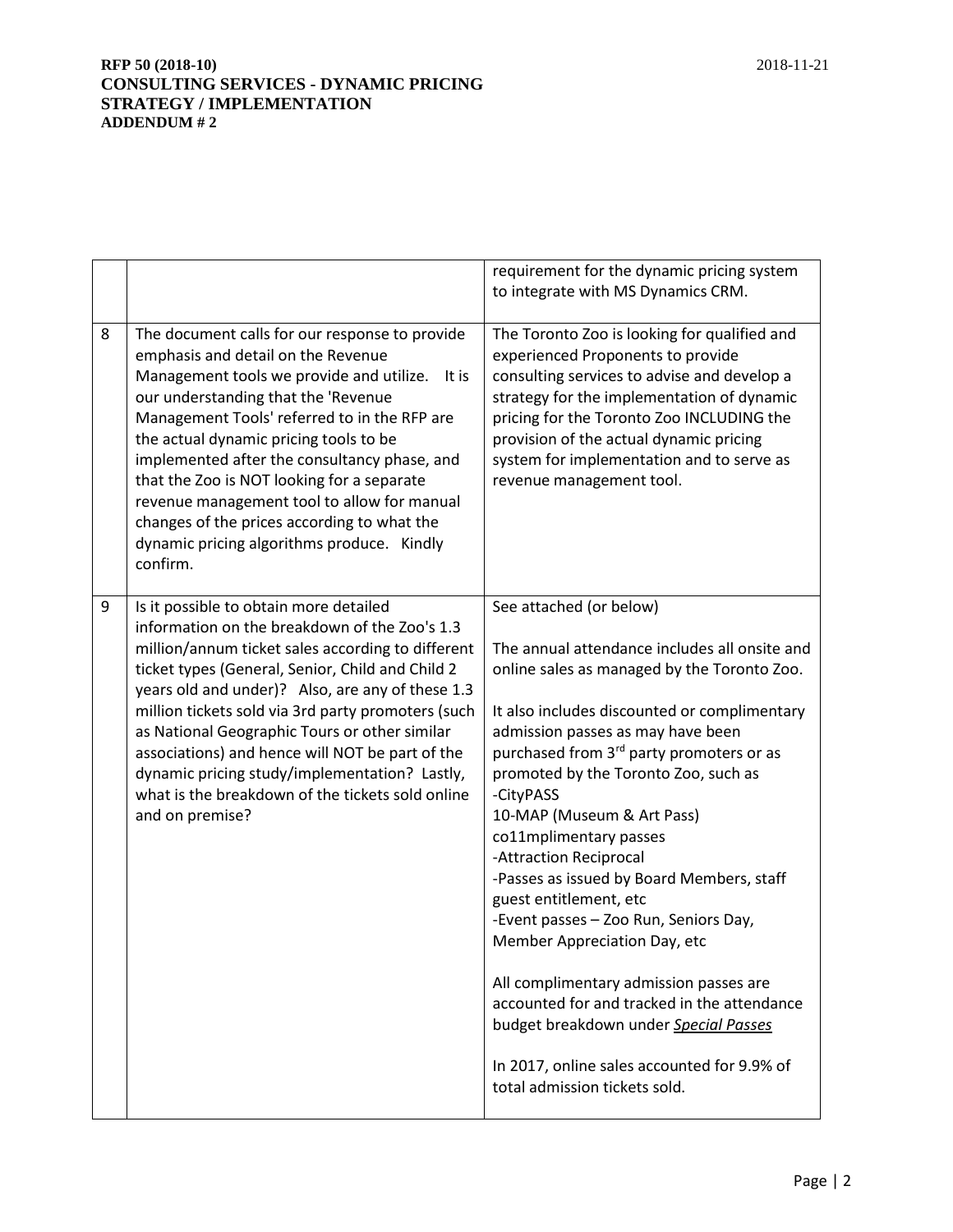| | | |
|---|---|---|
| | | requirement for the dynamic pricing system to integrate with MS Dynamics CRM. |
| 8 | The document calls for our response to provide emphasis and detail on the Revenue Management tools we provide and utilize. It is our understanding that the 'Revenue Management Tools' referred to in the RFP are the actual dynamic pricing tools to be implemented after the consultancy phase, and that the Zoo is NOT looking for a separate revenue management tool to allow for manual changes of the prices according to what the dynamic pricing algorithms produce. Kindly confirm. | The Toronto Zoo is looking for qualified and experienced Proponents to provide consulting services to advise and develop a strategy for the implementation of dynamic pricing for the Toronto Zoo INCLUDING the provision of the actual dynamic pricing system for implementation and to serve as revenue management tool. |
| 9 | Is it possible to obtain more detailed information on the breakdown of the Zoo's 1.3 million/annum ticket sales according to different ticket types (General, Senior, Child and Child 2 years old and under)? Also, are any of these 1.3 million tickets sold via 3rd party promoters (such as National Geographic Tours or other similar associations) and hence will NOT be part of the dynamic pricing study/implementation? Lastly, what is the breakdown of the tickets sold online and on premise? | See attached (or below)<br><br>The annual attendance includes all onsite and online sales as managed by the Toronto Zoo.<br><br>It also includes discounted or complimentary admission passes as may have been purchased from 3rd party promoters or as promoted by the Toronto Zoo, such as<br>-CityPASS<br>10-MAP (Museum & Art Pass)<br>co11mplimentary passes<br>-Attraction Reciprocal<br>-Passes as issued by Board Members, staff guest entitlement, etc<br>-Event passes – Zoo Run, Seniors Day, Member Appreciation Day, etc<br><br>All complimentary admission passes are accounted for and tracked in the attendance budget breakdown under ***Special Passes***<br><br>In 2017, online sales accounted for 9.9% of total admission tickets sold. |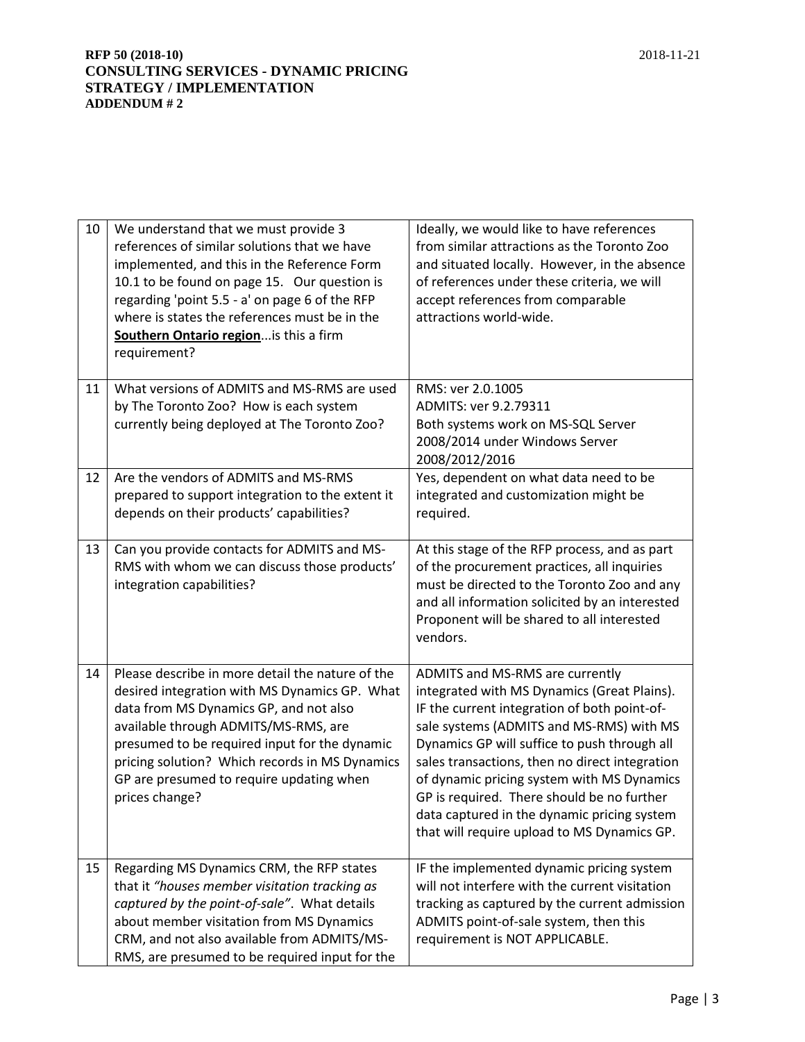| | | |
|---|---|---|
| 10 | We understand that we must provide 3 references of similar solutions that we have implemented, and this in the Reference Form 10.1 to be found on page 15. Our question is regarding 'point 5.5 - a' on page 6 of the RFP where is states the references must be in the **Southern Ontario region**...is this a firm requirement? | Ideally, we would like to have references from similar attractions as the Toronto Zoo and situated locally. However, in the absence of references under these criteria, we will accept references from comparable attractions world-wide. |
| 11 | What versions of ADMITS and MS-RMS are used by The Toronto Zoo? How is each system currently being deployed at The Toronto Zoo? | RMS: ver 2.0.1005<br>ADMITS: ver 9.2.79311<br>Both systems work on MS-SQL Server 2008/2014 under Windows Server 2008/2012/2016 |
| 12 | Are the vendors of ADMITS and MS-RMS prepared to support integration to the extent it depends on their products' capabilities? | Yes, dependent on what data need to be integrated and customization might be required. |
| 13 | Can you provide contacts for ADMITS and MS-RMS with whom we can discuss those products' integration capabilities? | At this stage of the RFP process, and as part of the procurement practices, all inquiries must be directed to the Toronto Zoo and any and all information solicited by an interested Proponent will be shared to all interested vendors. |
| 14 | Please describe in more detail the nature of the desired integration with MS Dynamics GP. What data from MS Dynamics GP, and not also available through ADMITS/MS-RMS, are presumed to be required input for the dynamic pricing solution? Which records in MS Dynamics GP are presumed to require updating when prices change? | ADMITS and MS-RMS are currently integrated with MS Dynamics (Great Plains). IF the current integration of both point-of-sale systems (ADMITS and MS-RMS) with MS Dynamics GP will suffice to push through all sales transactions, then no direct integration of dynamic pricing system with MS Dynamics GP is required. There should be no further data captured in the dynamic pricing system that will require upload to MS Dynamics GP. |
| 15 | Regarding MS Dynamics CRM, the RFP states that it *"houses member visitation tracking as captured by the point-of-sale"*. What details about member visitation from MS Dynamics CRM, and not also available from ADMITS/MS-RMS, are presumed to be required input for the | IF the implemented dynamic pricing system will not interfere with the current visitation tracking as captured by the current admission ADMITS point-of-sale system, then this requirement is NOT APPLICABLE. |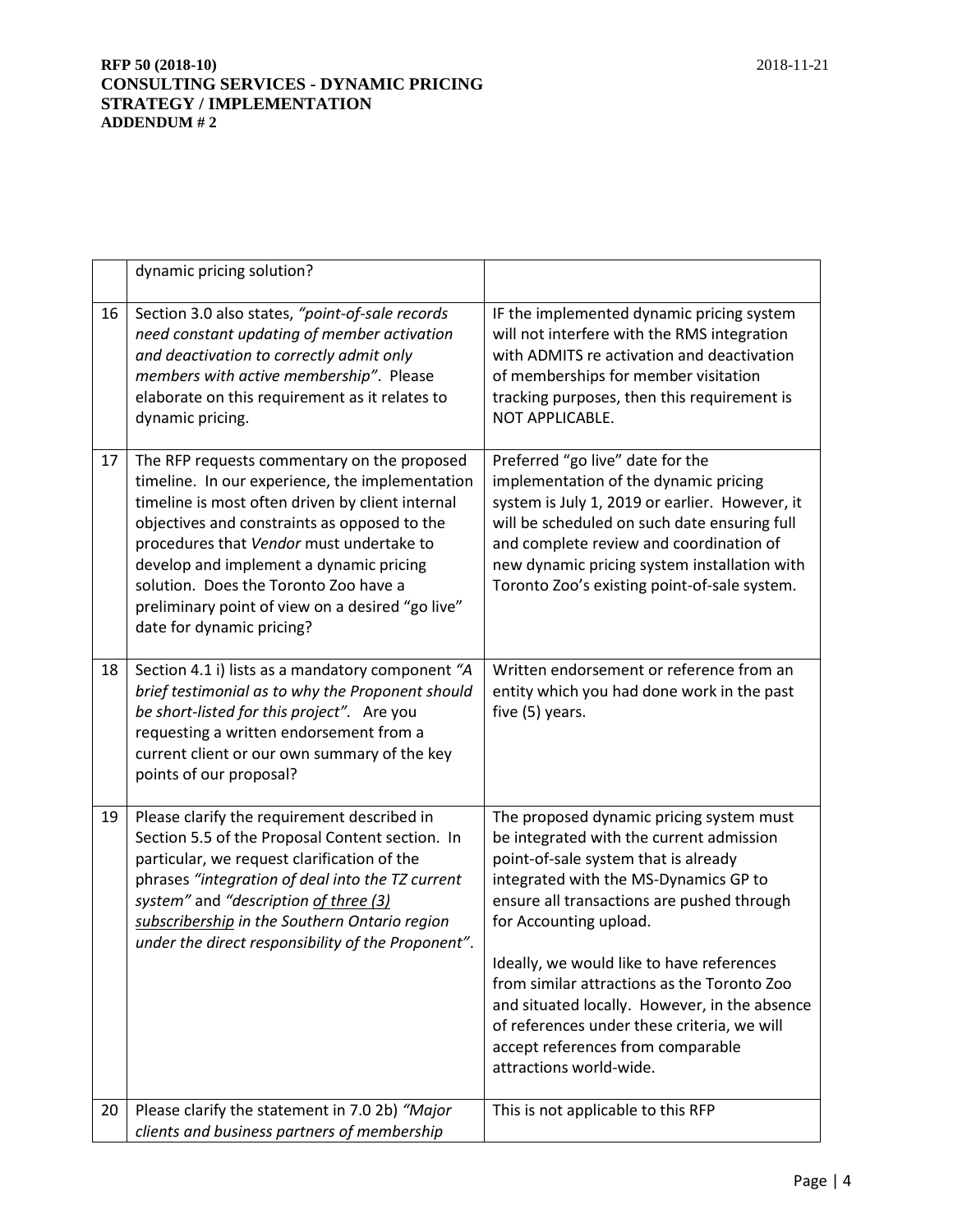| | | |
|---|---|---|
| | dynamic pricing solution? | |
| 16 | Section 3.0 also states, *"point-of-sale records need constant updating of member activation and deactivation to correctly admit only members with active membership"*. Please elaborate on this requirement as it relates to dynamic pricing. | IF the implemented dynamic pricing system will not interfere with the RMS integration with ADMITS re activation and deactivation of memberships for member visitation tracking purposes, then this requirement is NOT APPLICABLE. |
| 17 | The RFP requests commentary on the proposed timeline. In our experience, the implementation timeline is most often driven by client internal objectives and constraints as opposed to the procedures that *Vendor* must undertake to develop and implement a dynamic pricing solution. Does the Toronto Zoo have a preliminary point of view on a desired "go live" date for dynamic pricing? | Preferred "go live" date for the implementation of the dynamic pricing system is July 1, 2019 or earlier. However, it will be scheduled on such date ensuring full and complete review and coordination of new dynamic pricing system installation with Toronto Zoo's existing point-of-sale system. |
| 18 | Section 4.1 i) lists as a mandatory component *"A brief testimonial as to why the Proponent should be short-listed for this project".* Are you requesting a written endorsement from a current client or our own summary of the key points of our proposal? | Written endorsement or reference from an entity which you had done work in the past five (5) years. |
| 19 | Please clarify the requirement described in Section 5.5 of the Proposal Content section. In particular, we request clarification of the phrases *"integration of deal into the TZ current system"* and *"description of three (3) subscribership in the Southern Ontario region under the direct responsibility of the Proponent".* | The proposed dynamic pricing system must be integrated with the current admission point-of-sale system that is already integrated with the MS-Dynamics GP to ensure all transactions are pushed through for Accounting upload.<br><br>Ideally, we would like to have references from similar attractions as the Toronto Zoo and situated locally. However, in the absence of references under these criteria, we will accept references from comparable attractions world-wide. |
| 20 | Please clarify the statement in 7.0 2b) *"Major clients and business partners of membership* | This is not applicable to this RFP |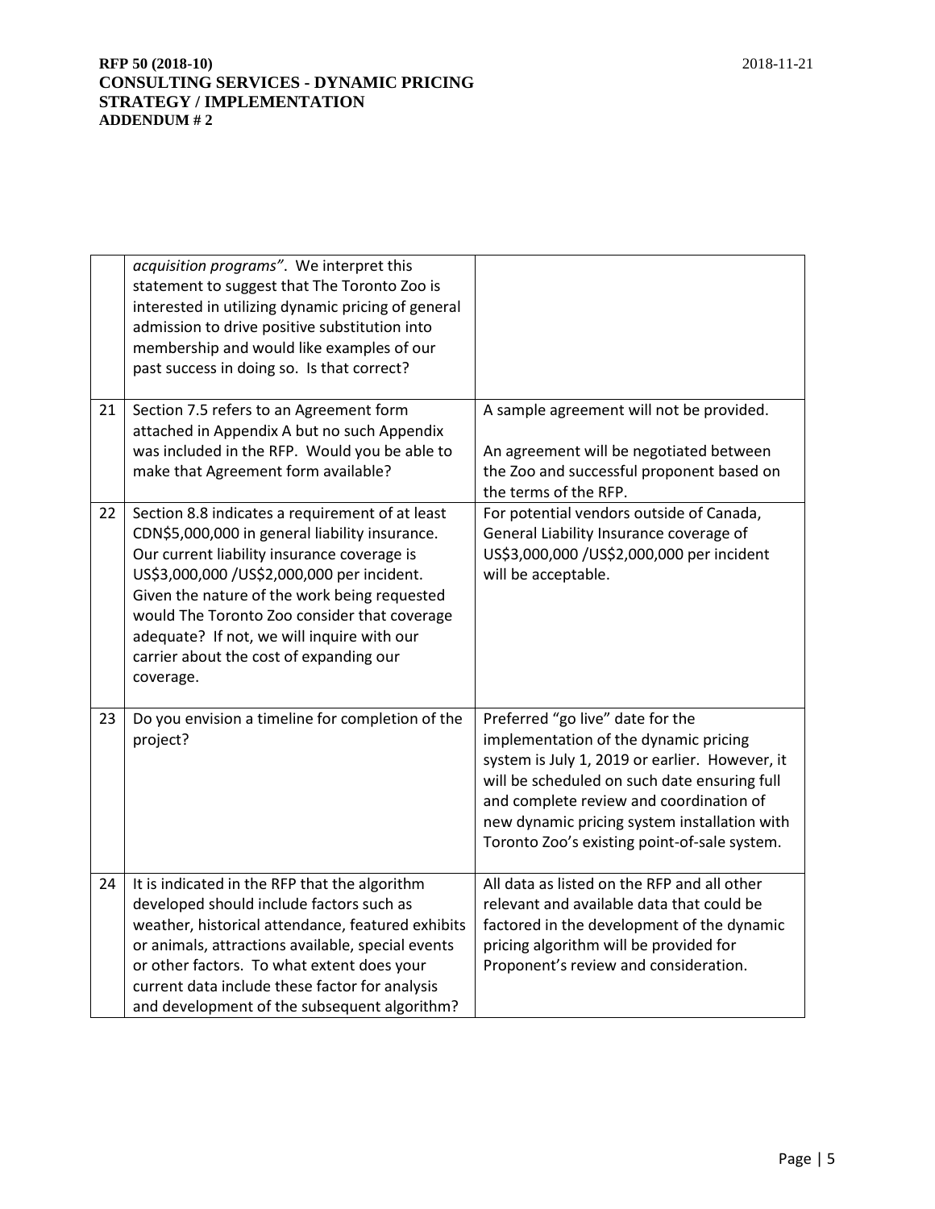| | | |
|---|---|---|
| | *acquisition programs"*. We interpret this statement to suggest that The Toronto Zoo is interested in utilizing dynamic pricing of general admission to drive positive substitution into membership and would like examples of our past success in doing so. Is that correct? | |
| 21 | Section 7.5 refers to an Agreement form attached in Appendix A but no such Appendix was included in the RFP. Would you be able to make that Agreement form available? | A sample agreement will not be provided.<br><br>An agreement will be negotiated between the Zoo and successful proponent based on the terms of the RFP. |
| 22 | Section 8.8 indicates a requirement of at least CDN$5,000,000 in general liability insurance. Our current liability insurance coverage is US$3,000,000 /US$2,000,000 per incident. Given the nature of the work being requested would The Toronto Zoo consider that coverage adequate? If not, we will inquire with our carrier about the cost of expanding our coverage. | For potential vendors outside of Canada, General Liability Insurance coverage of US$3,000,000 /US$2,000,000 per incident will be acceptable. |
| 23 | Do you envision a timeline for completion of the project? | Preferred "go live" date for the implementation of the dynamic pricing system is July 1, 2019 or earlier. However, it will be scheduled on such date ensuring full and complete review and coordination of new dynamic pricing system installation with Toronto Zoo's existing point-of-sale system. |
| 24 | It is indicated in the RFP that the algorithm developed should include factors such as weather, historical attendance, featured exhibits or animals, attractions available, special events or other factors. To what extent does your current data include these factor for analysis and development of the subsequent algorithm? | All data as listed on the RFP and all other relevant and available data that could be factored in the development of the dynamic pricing algorithm will be provided for Proponent's review and consideration. |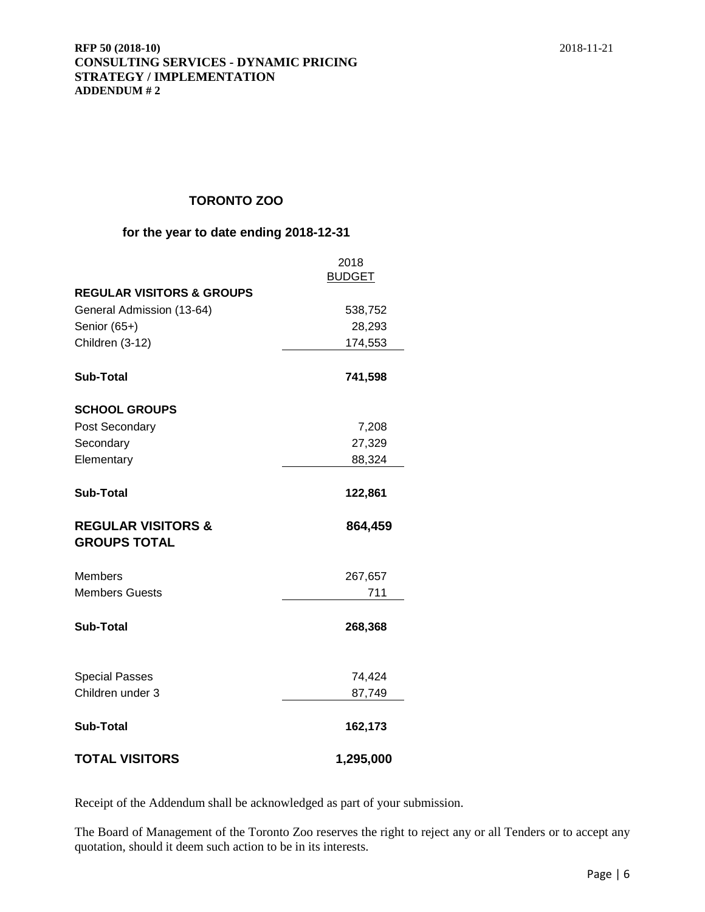**RFP 50 (2018-10)**
**CONSULTING SERVICES - DYNAMIC PRICING STRATEGY / IMPLEMENTATION**
**ADDENDUM # 2**

2018-11-21

## TORONTO ZOO

### for the year to date ending 2018-12-31

| | 2018 BUDGET |
|---|---|
| **REGULAR VISITORS & GROUPS** | |
| General Admission (13-64) | 538,752 |
| Senior (65+) | 28,293 |
| Children (3-12) | 174,553 |
| **Sub-Total** | **741,598** |
| **SCHOOL GROUPS** | |
| Post Secondary | 7,208 |
| Secondary | 27,329 |
| Elementary | 88,324 |
| **Sub-Total** | **122,861** |
| **REGULAR VISITORS & GROUPS TOTAL** | **864,459** |
| Members | 267,657 |
| Members Guests | 711 |
| **Sub-Total** | **268,368** |
| Special Passes | 74,424 |
| Children under 3 | 87,749 |
| **Sub-Total** | **162,173** |
| **TOTAL VISITORS** | **1,295,000** |

Receipt of the Addendum shall be acknowledged as part of your submission.

The Board of Management of the Toronto Zoo reserves the right to reject any or all Tenders or to accept any quotation, should it deem such action to be in its interests.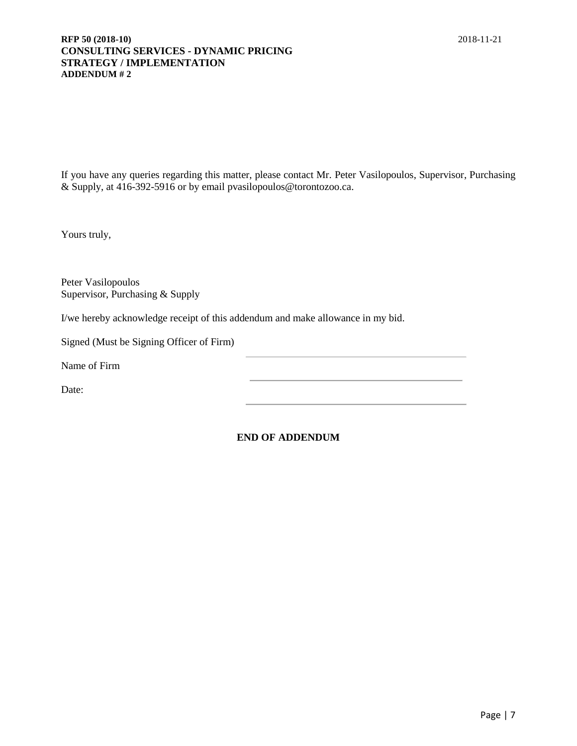If you have any queries regarding this matter, please contact Mr. Peter Vasilopoulos, Supervisor, Purchasing & Supply, at 416-392-5916 or by email pvasilopoulos@torontozoo.ca.

Yours truly,

Peter Vasilopoulos
Supervisor, Purchasing & Supply

I/we hereby acknowledge receipt of this addendum and make allowance in my bid.

Signed (Must be Signing Officer of Firm) ______________________________

Name of Firm ______________________________

Date: ______________________________

**END OF ADDENDUM**